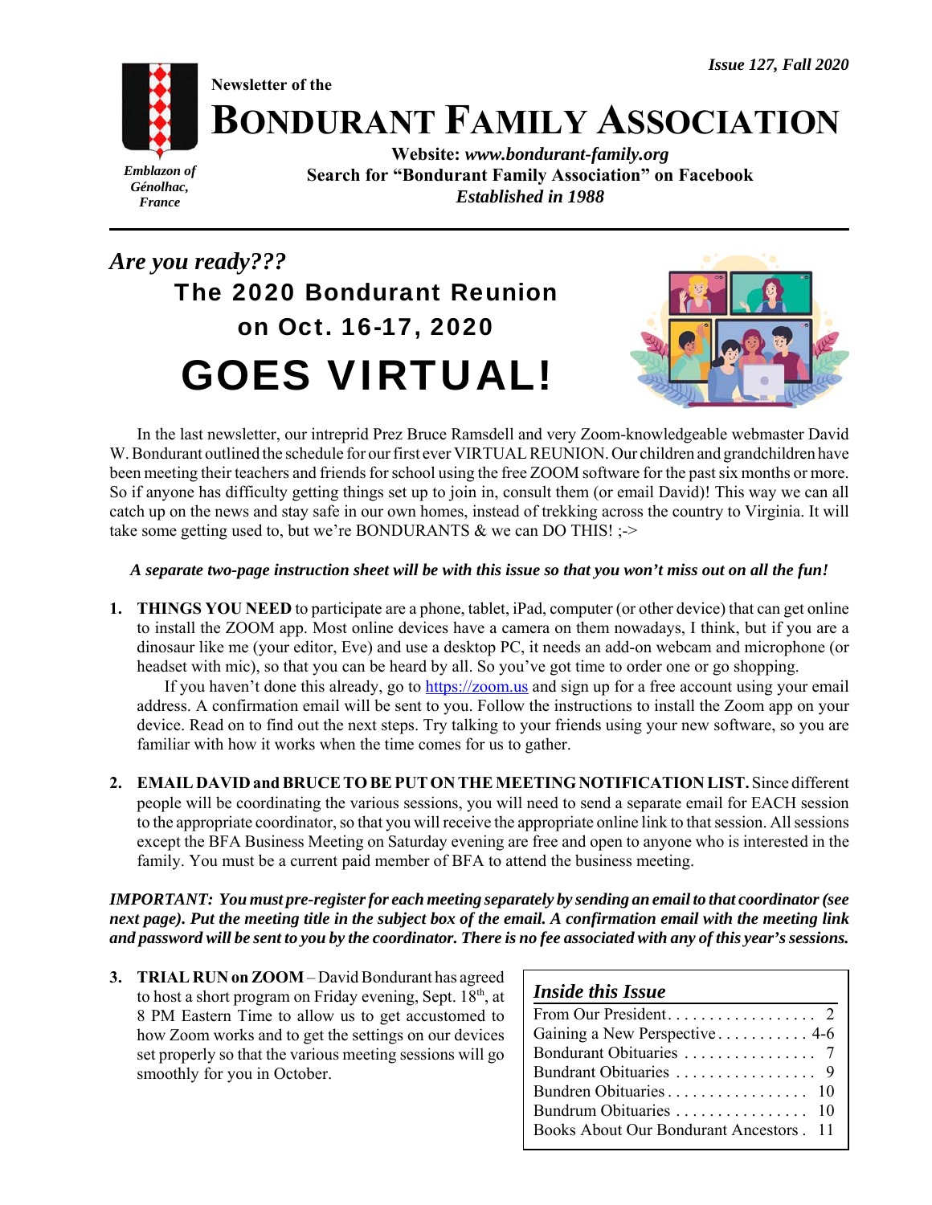*Issue 127, Fall 2020*

Newsletter of the

# BONDURANT FAMILY ASSOCIATION

*Emblazon of Génolhac, France*

**Website:** ***www.bondurant-family.org***
**Search for "Bondurant Family Association" on Facebook**
***Established in 1988***

---

*Are you ready???*

## The 2020 Bondurant Reunion on Oct. 16-17, 2020

# GOES VIRTUAL!

In the last newsletter, our intreprid Prez Bruce Ramsdell and very Zoom-knowledgeable webmaster David W. Bondurant outlined the schedule for our first ever VIRTUAL REUNION. Our children and grandchildren have been meeting their teachers and friends for school using the free ZOOM software for the past six months or more. So if anyone has difficulty getting things set up to join in, consult them (or email David)! This way we can all catch up on the news and stay safe in our own homes, instead of trekking across the country to Virginia. It will take some getting used to, but we're BONDURANTS & we can DO THIS! ;->

***A separate two-page instruction sheet will be with this issue so that you won't miss out on all the fun!***

1. **THINGS YOU NEED** to participate are a phone, tablet, iPad, computer (or other device) that can get online to install the ZOOM app. Most online devices have a camera on them nowadays, I think, but if you are a dinosaur like me (your editor, Eve) and use a desktop PC, it needs an add-on webcam and microphone (or headset with mic), so that you can be heard by all. So you've got time to order one or go shopping.

   If you haven't done this already, go to https://zoom.us and sign up for a free account using your email address. A confirmation email will be sent to you. Follow the instructions to install the Zoom app on your device. Read on to find out the next steps. Try talking to your friends using your new software, so you are familiar with how it works when the time comes for us to gather.

2. **EMAIL DAVID and BRUCE TO BE PUT ON THE MEETING NOTIFICATION LIST.** Since different people will be coordinating the various sessions, you will need to send a separate email for EACH session to the appropriate coordinator, so that you will receive the appropriate online link to that session. All sessions except the BFA Business Meeting on Saturday evening are free and open to anyone who is interested in the family. You must be a current paid member of BFA to attend the business meeting.

***IMPORTANT: You must pre-register for each meeting separately by sending an email to that coordinator (see next page). Put the meeting title in the subject box of the email. A confirmation email with the meeting link and password will be sent to you by the coordinator. There is no fee associated with any of this year's sessions.***

3. **TRIAL RUN on ZOOM** – David Bondurant has agreed to host a short program on Friday evening, Sept. 18th, at 8 PM Eastern Time to allow us to get accustomed to how Zoom works and to get the settings on our devices set properly so that the various meeting sessions will go smoothly for you in October.

### *Inside this Issue*

| | |
|---|---|
| From Our President | 2 |
| Gaining a New Perspective | 4-6 |
| Bondurant Obituaries | 7 |
| Bundrant Obituaries | 9 |
| Bundren Obituaries | 10 |
| Bundrum Obituaries | 10 |
| Books About Our Bondurant Ancestors | 11 |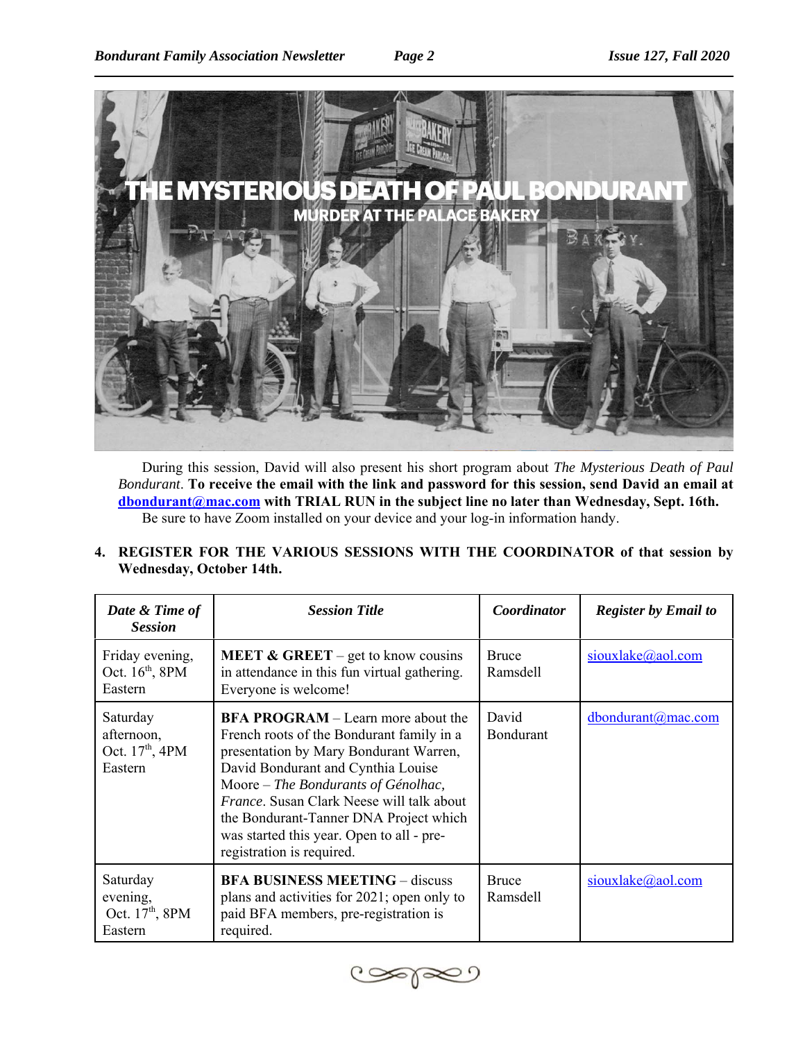During this session, David will also present his short program about *The Mysterious Death of Paul Bondurant*. **To receive the email with the link and password for this session, send David an email at [dbondurant@mac.com](mailto:dbondurant@mac.com) with TRIAL RUN in the subject line no later than Wednesday, Sept. 16th.**

Be sure to have Zoom installed on your device and your log-in information handy.

4. **REGISTER FOR THE VARIOUS SESSIONS WITH THE COORDINATOR of that session by Wednesday, October 14th.**

| *Date & Time of Session* | *Session Title* | *Coordinator* | *Register by Email to* |
|---|---|---|---|
| Friday evening, Oct. 16th, 8PM Eastern | **MEET & GREET** – get to know cousins in attendance in this fun virtual gathering. Everyone is welcome! | Bruce Ramsdell | siouxlake@aol.com |
| Saturday afternoon, Oct. 17th, 4PM Eastern | **BFA PROGRAM** – Learn more about the French roots of the Bondurant family in a presentation by Mary Bondurant Warren, David Bondurant and Cynthia Louise Moore – *The Bondurants of Génolhac, France*. Susan Clark Neese will talk about the Bondurant-Tanner DNA Project which was started this year. Open to all - pre-registration is required. | David Bondurant | dbondurant@mac.com |
| Saturday evening, Oct. 17th, 8PM Eastern | **BFA BUSINESS MEETING** – discuss plans and activities for 2021; open only to paid BFA members, pre-registration is required. | Bruce Ramsdell | siouxlake@aol.com |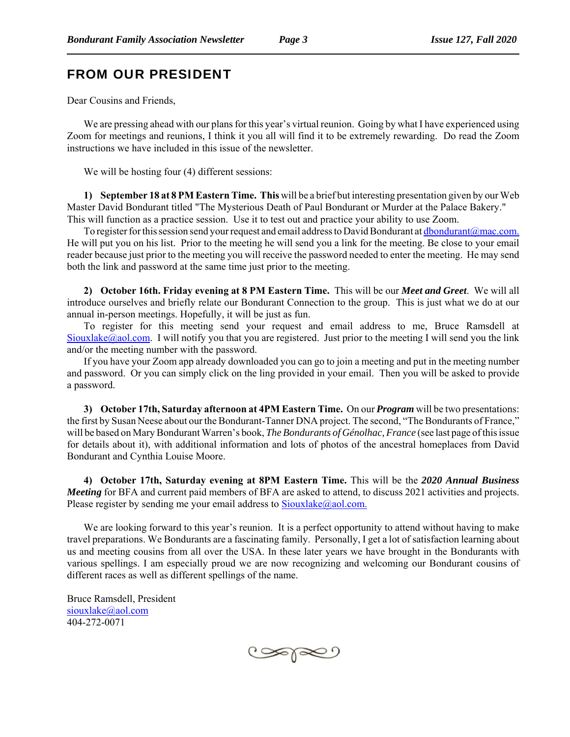## FROM OUR PRESIDENT

Dear Cousins and Friends,

We are pressing ahead with our plans for this year's virtual reunion. Going by what I have experienced using Zoom for meetings and reunions, I think it you all will find it to be extremely rewarding. Do read the Zoom instructions we have included in this issue of the newsletter.

We will be hosting four (4) different sessions:

**1) September 18 at 8 PM Eastern Time. This** will be a brief but interesting presentation given by our Web Master David Bondurant titled "The Mysterious Death of Paul Bondurant or Murder at the Palace Bakery." This will function as a practice session. Use it to test out and practice your ability to use Zoom.

To register for this session send your request and email address to David Bondurant at dbondurant@mac.com. He will put you on his list. Prior to the meeting he will send you a link for the meeting. Be close to your email reader because just prior to the meeting you will receive the password needed to enter the meeting. He may send both the link and password at the same time just prior to the meeting.

**2) October 16th. Friday evening at 8 PM Eastern Time.** This will be our ***Meet and Greet***. We will all introduce ourselves and briefly relate our Bondurant Connection to the group. This is just what we do at our annual in-person meetings. Hopefully, it will be just as fun.

To register for this meeting send your request and email address to me, Bruce Ramsdell at Siouxlake@aol.com. I will notify you that you are registered. Just prior to the meeting I will send you the link and/or the meeting number with the password.

If you have your Zoom app already downloaded you can go to join a meeting and put in the meeting number and password. Or you can simply click on the ling provided in your email. Then you will be asked to provide a password.

**3) October 17th, Saturday afternoon at 4PM Eastern Time.** On our ***Program*** will be two presentations: the first by Susan Neese about our the Bondurant-Tanner DNA project. The second, "The Bondurants of France," will be based on Mary Bondurant Warren's book, *The Bondurants of Génolhac, France* (see last page of this issue for details about it), with additional information and lots of photos of the ancestral homeplaces from David Bondurant and Cynthia Louise Moore.

**4) October 17th, Saturday evening at 8PM Eastern Time.** This will be the ***2020 Annual Business Meeting*** for BFA and current paid members of BFA are asked to attend, to discuss 2021 activities and projects. Please register by sending me your email address to Siouxlake@aol.com.

We are looking forward to this year's reunion. It is a perfect opportunity to attend without having to make travel preparations. We Bondurants are a fascinating family. Personally, I get a lot of satisfaction learning about us and meeting cousins from all over the USA. In these later years we have brought in the Bondurants with various spellings. I am especially proud we are now recognizing and welcoming our Bondurant cousins of different races as well as different spellings of the name.

Bruce Ramsdell, President
siouxlake@aol.com
404-272-0071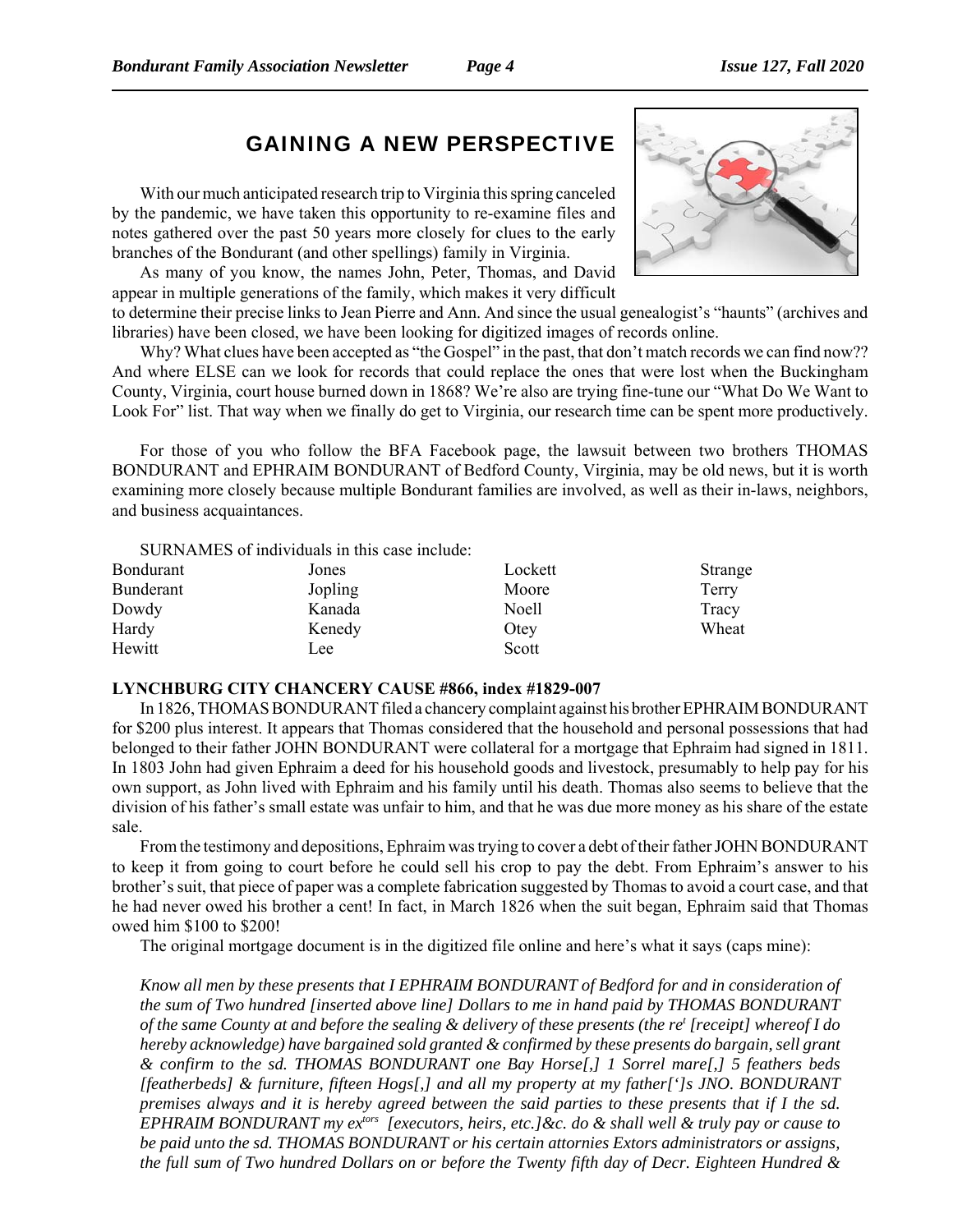## GAINING A NEW PERSPECTIVE

With our much anticipated research trip to Virginia this spring canceled by the pandemic, we have taken this opportunity to re-examine files and notes gathered over the past 50 years more closely for clues to the early branches of the Bondurant (and other spellings) family in Virginia.

As many of you know, the names John, Peter, Thomas, and David appear in multiple generations of the family, which makes it very difficult to determine their precise links to Jean Pierre and Ann. And since the usual genealogist's "haunts" (archives and libraries) have been closed, we have been looking for digitized images of records online.

Why? What clues have been accepted as "the Gospel" in the past, that don't match records we can find now?? And where ELSE can we look for records that could replace the ones that were lost when the Buckingham County, Virginia, court house burned down in 1868? We're also are trying fine-tune our "What Do We Want to Look For" list. That way when we finally do get to Virginia, our research time can be spent more productively.

For those of you who follow the BFA Facebook page, the lawsuit between two brothers THOMAS BONDURANT and EPHRAIM BONDURANT of Bedford County, Virginia, may be old news, but it is worth examining more closely because multiple Bondurant families are involved, as well as their in-laws, neighbors, and business acquaintances.

SURNAMES of individuals in this case include:

| | | | |
|---|---|---|---|
| Bondurant | Jones | Lockett | Strange |
| Bunderant | Jopling | Moore | Terry |
| Dowdy | Kanada | Noell | Tracy |
| Hardy | Kenedy | Otey | Wheat |
| Hewitt | Lee | Scott | |

**LYNCHBURG CITY CHANCERY CAUSE #866, index #1829-007**

In 1826, THOMAS BONDURANT filed a chancery complaint against his brother EPHRAIM BONDURANT for $200 plus interest. It appears that Thomas considered that the household and personal possessions that had belonged to their father JOHN BONDURANT were collateral for a mortgage that Ephraim had signed in 1811. In 1803 John had given Ephraim a deed for his household goods and livestock, presumably to help pay for his own support, as John lived with Ephraim and his family until his death. Thomas also seems to believe that the division of his father's small estate was unfair to him, and that he was due more money as his share of the estate sale.

From the testimony and depositions, Ephraim was trying to cover a debt of their father JOHN BONDURANT to keep it from going to court before he could sell his crop to pay the debt. From Ephraim's answer to his brother's suit, that piece of paper was a complete fabrication suggested by Thomas to avoid a court case, and that he had never owed his brother a cent! In fact, in March 1826 when the suit began, Ephraim said that Thomas owed him $100 to $200!

The original mortgage document is in the digitized file online and here's what it says (caps mine):

*Know all men by these presents that I EPHRAIM BONDURANT of Bedford for and in consideration of the sum of Two hundred [inserted above line] Dollars to me in hand paid by THOMAS BONDURANT of the same County at and before the sealing & delivery of these presents (the re[t] [receipt] whereof I do hereby acknowledge) have bargained sold granted & confirmed by these presents do bargain, sell grant & confirm to the sd. THOMAS BONDURANT one Bay Horse[,] 1 Sorrel mare[,] 5 feathers beds [featherbeds] & furniture, fifteen Hogs[,] and all my property at my father[']s JNO. BONDURANT premises always and it is hereby agreed between the said parties to these presents that if I the sd. EPHRAIM BONDURANT my ex[tors] [executors, heirs, etc.]&c. do & shall well & truly pay or cause to be paid unto the sd. THOMAS BONDURANT or his certain attornies Extors administrators or assigns, the full sum of Two hundred Dollars on or before the Twenty fifth day of Decr. Eighteen Hundred &*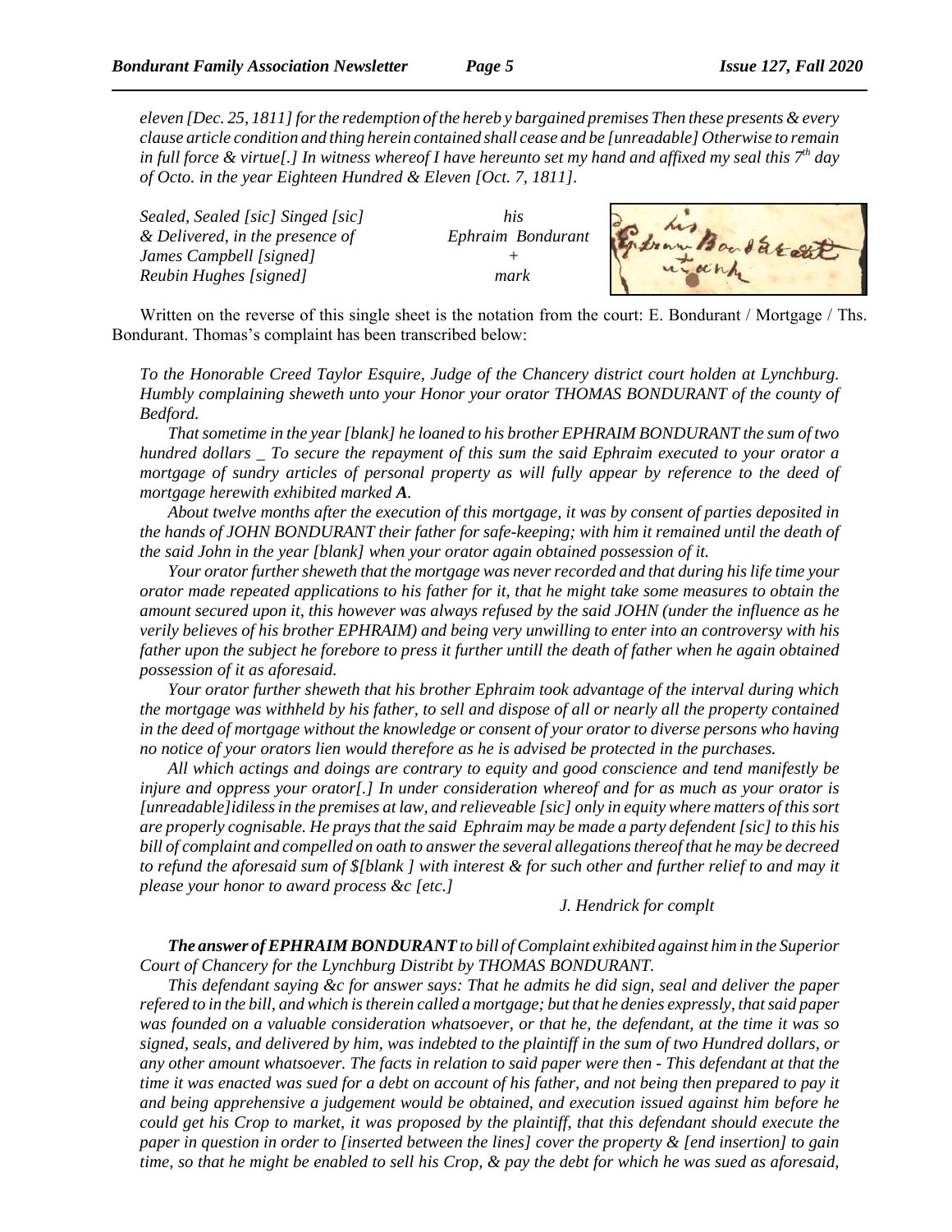*eleven [Dec. 25, 1811] for the redemption of the hereb y bargained premises Then these presents & every clause article condition and thing herein contained shall cease and be [unreadable] Otherwise to remain in full force & virtue[.] In witness whereof I have hereunto set my hand and affixed my seal this 7th day of Octo. in the year Eighteen Hundred & Eleven [Oct. 7, 1811].*

| | |
|---|---|
| *Sealed, Sealed [sic] Singed [sic]* | *his* |
| *& Delivered, in the presence of* | *Ephraim Bondurant* |
| *James Campbell [signed]* | *+* |
| *Reubin Hughes [signed]* | *mark* |

Written on the reverse of this single sheet is the notation from the court: E. Bondurant / Mortgage / Ths. Bondurant. Thomas's complaint has been transcribed below:

*To the Honorable Creed Taylor Esquire, Judge of the Chancery district court holden at Lynchburg. Humbly complaining sheweth unto your Honor your orator THOMAS BONDURANT of the county of Bedford.*

*That sometime in the year [blank] he loaned to his brother EPHRAIM BONDURANT the sum of two hundred dollars _ To secure the repayment of this sum the said Ephraim executed to your orator a mortgage of sundry articles of personal property as will fully appear by reference to the deed of mortgage herewith exhibited marked **A**.*

*About twelve months after the execution of this mortgage, it was by consent of parties deposited in the hands of JOHN BONDURANT their father for safe-keeping; with him it remained until the death of the said John in the year [blank] when your orator again obtained possession of it.*

*Your orator further sheweth that the mortgage was never recorded and that during his life time your orator made repeated applications to his father for it, that he might take some measures to obtain the amount secured upon it, this however was always refused by the said JOHN (under the influence as he verily believes of his brother EPHRAIM) and being very unwilling to enter into an controversy with his father upon the subject he forebore to press it further untill the death of father when he again obtained possession of it as aforesaid.*

*Your orator further sheweth that his brother Ephraim took advantage of the interval during which the mortgage was withheld by his father, to sell and dispose of all or nearly all the property contained in the deed of mortgage without the knowledge or consent of your orator to diverse persons who having no notice of your orators lien would therefore as he is advised be protected in the purchases.*

*All which actings and doings are contrary to equity and good conscience and tend manifestly be injure and oppress your orator[.] In under consideration whereof and for as much as your orator is [unreadable]idiless in the premises at law, and relieveable [sic] only in equity where matters of this sort are properly cognisable. He prays that the said Ephraim may be made a party defendent [sic] to this his bill of complaint and compelled on oath to answer the several allegations thereof that he may be decreed to refund the aforesaid sum of $[blank ] with interest & for such other and further relief to and may it please your honor to award process &c [etc.]*

*J. Hendrick for complt*

***The answer of EPHRAIM BONDURANT** to bill of Complaint exhibited against him in the Superior Court of Chancery for the Lynchburg Distribt by THOMAS BONDURANT.*

*This defendant saying &c for answer says: That he admits he did sign, seal and deliver the paper refered to in the bill, and which is therein called a mortgage; but that he denies expressly, that said paper was founded on a valuable consideration whatsoever, or that he, the defendant, at the time it was so signed, seals, and delivered by him, was indebted to the plaintiff in the sum of two Hundred dollars, or any other amount whatsoever. The facts in relation to said paper were then - This defendant at that the time it was enacted was sued for a debt on account of his father, and not being then prepared to pay it and being apprehensive a judgement would be obtained, and execution issued against him before he could get his Crop to market, it was proposed by the plaintiff, that this defendant should execute the paper in question in order to [inserted between the lines] cover the property & [end insertion] to gain time, so that he might be enabled to sell his Crop, & pay the debt for which he was sued as aforesaid,*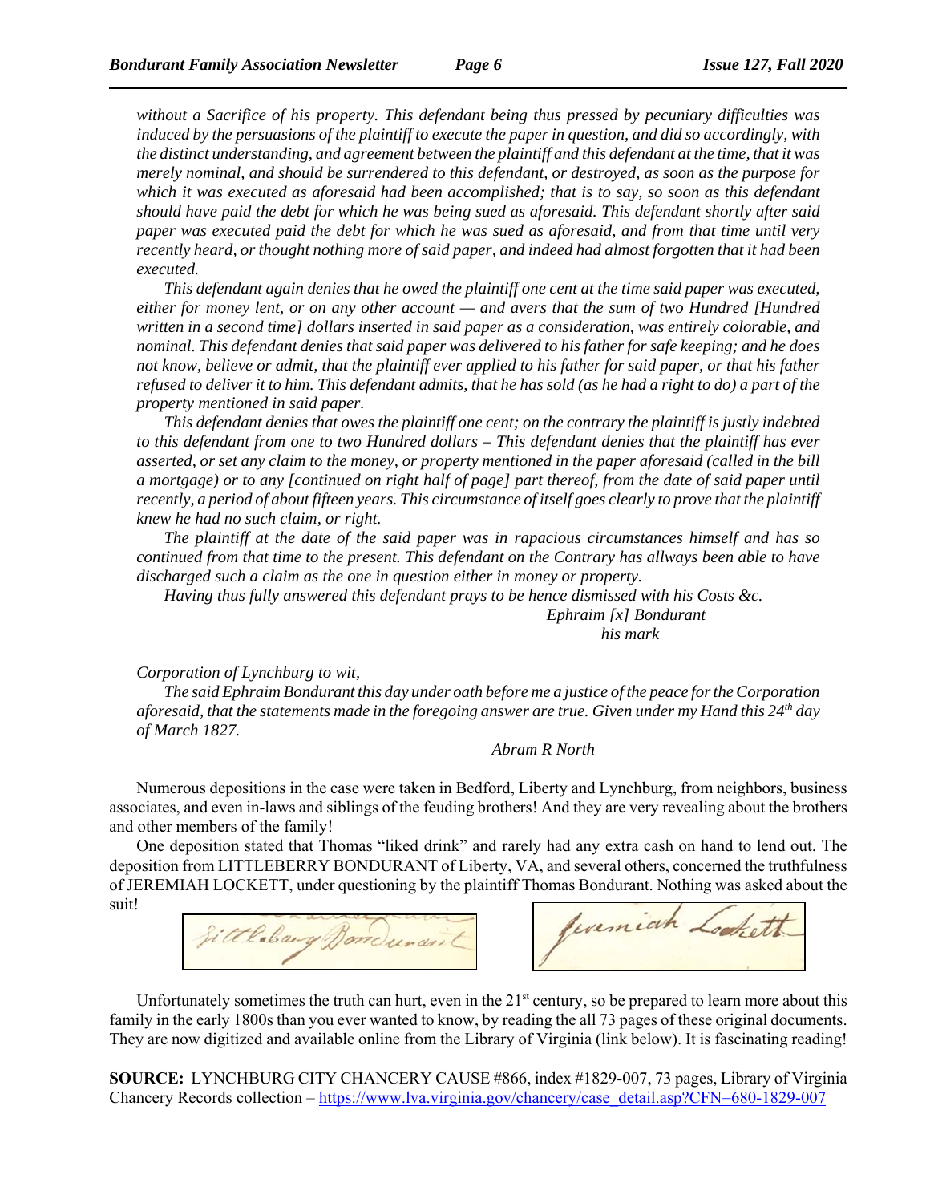*without a Sacrifice of his property. This defendant being thus pressed by pecuniary difficulties was induced by the persuasions of the plaintiff to execute the paper in question, and did so accordingly, with the distinct understanding, and agreement between the plaintiff and this defendant at the time, that it was merely nominal, and should be surrendered to this defendant, or destroyed, as soon as the purpose for which it was executed as aforesaid had been accomplished; that is to say, so soon as this defendant should have paid the debt for which he was being sued as aforesaid. This defendant shortly after said paper was executed paid the debt for which he was sued as aforesaid, and from that time until very recently heard, or thought nothing more of said paper, and indeed had almost forgotten that it had been executed.*

*This defendant again denies that he owed the plaintiff one cent at the time said paper was executed, either for money lent, or on any other account — and avers that the sum of two Hundred [Hundred written in a second time] dollars inserted in said paper as a consideration, was entirely colorable, and nominal. This defendant denies that said paper was delivered to his father for safe keeping; and he does not know, believe or admit, that the plaintiff ever applied to his father for said paper, or that his father refused to deliver it to him. This defendant admits, that he has sold (as he had a right to do) a part of the property mentioned in said paper.*

*This defendant denies that owes the plaintiff one cent; on the contrary the plaintiff is justly indebted to this defendant from one to two Hundred dollars – This defendant denies that the plaintiff has ever asserted, or set any claim to the money, or property mentioned in the paper aforesaid (called in the bill a mortgage) or to any [continued on right half of page] part thereof, from the date of said paper until recently, a period of about fifteen years. This circumstance of itself goes clearly to prove that the plaintiff knew he had no such claim, or right.*

*The plaintiff at the date of the said paper was in rapacious circumstances himself and has so continued from that time to the present. This defendant on the Contrary has allways been able to have discharged such a claim as the one in question either in money or property.*

*Having thus fully answered this defendant prays to be hence dismissed with his Costs &c.*

*Ephraim [x] Bondurant*
*his mark*

*Corporation of Lynchburg to wit,*

*The said Ephraim Bondurant this day under oath before me a justice of the peace for the Corporation aforesaid, that the statements made in the foregoing answer are true. Given under my Hand this 24th day of March 1827.*

*Abram R North*

Numerous depositions in the case were taken in Bedford, Liberty and Lynchburg, from neighbors, business associates, and even in-laws and siblings of the feuding brothers! And they are very revealing about the brothers and other members of the family!

One deposition stated that Thomas "liked drink" and rarely had any extra cash on hand to lend out. The deposition from LITTLEBERRY BONDURANT of Liberty, VA, and several others, concerned the truthfulness of JEREMIAH LOCKETT, under questioning by the plaintiff Thomas Bondurant. Nothing was asked about the suit!

Unfortunately sometimes the truth can hurt, even in the 21st century, so be prepared to learn more about this family in the early 1800s than you ever wanted to know, by reading the all 73 pages of these original documents. They are now digitized and available online from the Library of Virginia (link below). It is fascinating reading!

**SOURCE:** LYNCHBURG CITY CHANCERY CAUSE #866, index #1829-007, 73 pages, Library of Virginia Chancery Records collection – https://www.lva.virginia.gov/chancery/case_detail.asp?CFN=680-1829-007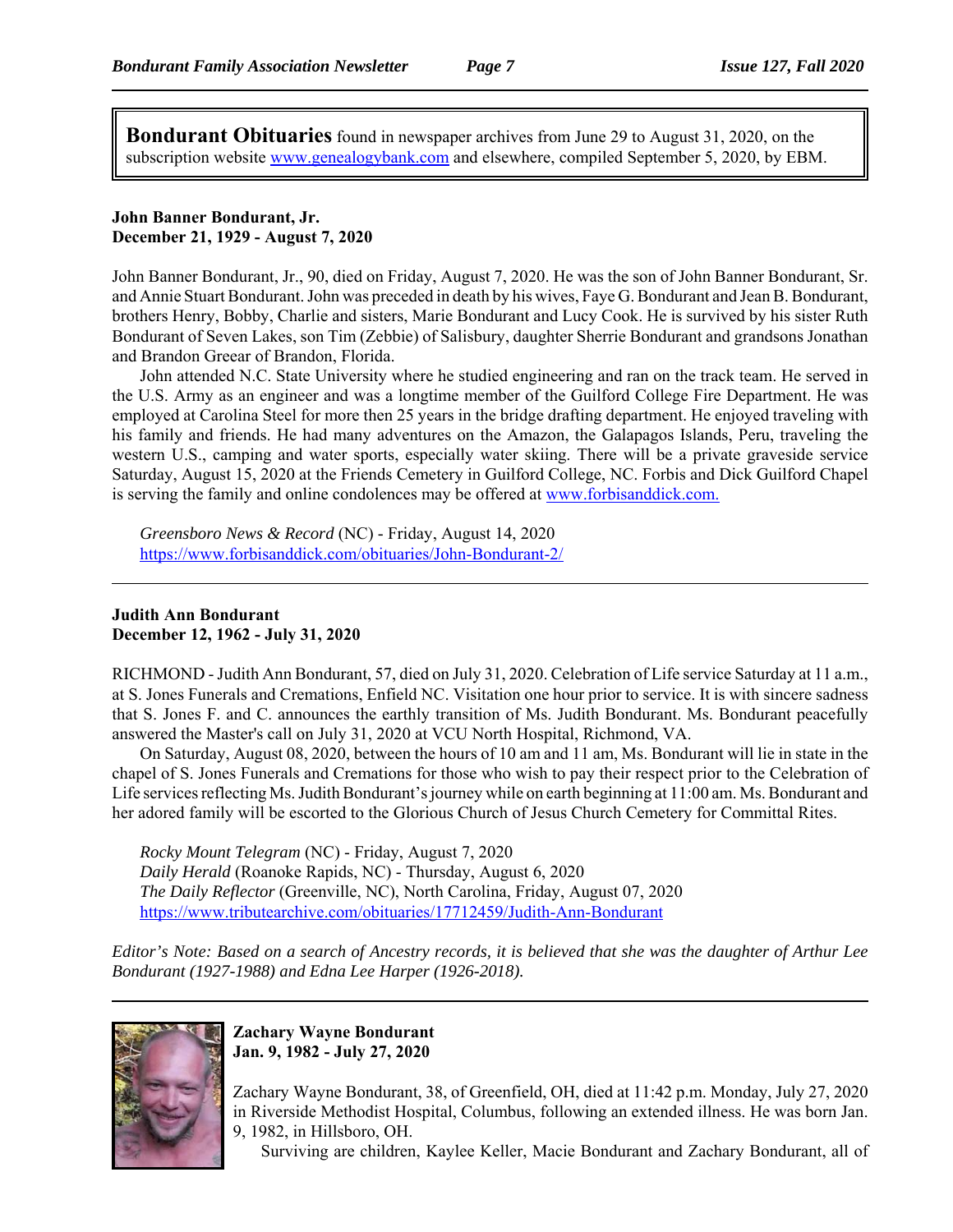**Bondurant Obituaries** found in newspaper archives from June 29 to August 31, 2020, on the subscription website www.genealogybank.com and elsewhere, compiled September 5, 2020, by EBM.

**John Banner Bondurant, Jr.**
**December 21, 1929 - August 7, 2020**

John Banner Bondurant, Jr., 90, died on Friday, August 7, 2020. He was the son of John Banner Bondurant, Sr. and Annie Stuart Bondurant. John was preceded in death by his wives, Faye G. Bondurant and Jean B. Bondurant, brothers Henry, Bobby, Charlie and sisters, Marie Bondurant and Lucy Cook. He is survived by his sister Ruth Bondurant of Seven Lakes, son Tim (Zebbie) of Salisbury, daughter Sherrie Bondurant and grandsons Jonathan and Brandon Greear of Brandon, Florida.

John attended N.C. State University where he studied engineering and ran on the track team. He served in the U.S. Army as an engineer and was a longtime member of the Guilford College Fire Department. He was employed at Carolina Steel for more then 25 years in the bridge drafting department. He enjoyed traveling with his family and friends. He had many adventures on the Amazon, the Galapagos Islands, Peru, traveling the western U.S., camping and water sports, especially water skiing. There will be a private graveside service Saturday, August 15, 2020 at the Friends Cemetery in Guilford College, NC. Forbis and Dick Guilford Chapel is serving the family and online condolences may be offered at www.forbisanddick.com.

*Greensboro News & Record* (NC) - Friday, August 14, 2020
https://www.forbisanddick.com/obituaries/John-Bondurant-2/

---

**Judith Ann Bondurant**
**December 12, 1962 - July 31, 2020**

RICHMOND - Judith Ann Bondurant, 57, died on July 31, 2020. Celebration of Life service Saturday at 11 a.m., at S. Jones Funerals and Cremations, Enfield NC. Visitation one hour prior to service. It is with sincere sadness that S. Jones F. and C. announces the earthly transition of Ms. Judith Bondurant. Ms. Bondurant peacefully answered the Master's call on July 31, 2020 at VCU North Hospital, Richmond, VA.

On Saturday, August 08, 2020, between the hours of 10 am and 11 am, Ms. Bondurant will lie in state in the chapel of S. Jones Funerals and Cremations for those who wish to pay their respect prior to the Celebration of Life services reflecting Ms. Judith Bondurant's journey while on earth beginning at 11:00 am. Ms. Bondurant and her adored family will be escorted to the Glorious Church of Jesus Church Cemetery for Committal Rites.

*Rocky Mount Telegram* (NC) - Friday, August 7, 2020
*Daily Herald* (Roanoke Rapids, NC) - Thursday, August 6, 2020
*The Daily Reflector* (Greenville, NC), North Carolina, Friday, August 07, 2020
https://www.tributearchive.com/obituaries/17712459/Judith-Ann-Bondurant

*Editor's Note: Based on a search of Ancestry records, it is believed that she was the daughter of Arthur Lee Bondurant (1927-1988) and Edna Lee Harper (1926-2018).*

---

**Zachary Wayne Bondurant**
**Jan. 9, 1982 - July 27, 2020**

Zachary Wayne Bondurant, 38, of Greenfield, OH, died at 11:42 p.m. Monday, July 27, 2020 in Riverside Methodist Hospital, Columbus, following an extended illness. He was born Jan. 9, 1982, in Hillsboro, OH.

Surviving are children, Kaylee Keller, Macie Bondurant and Zachary Bondurant, all of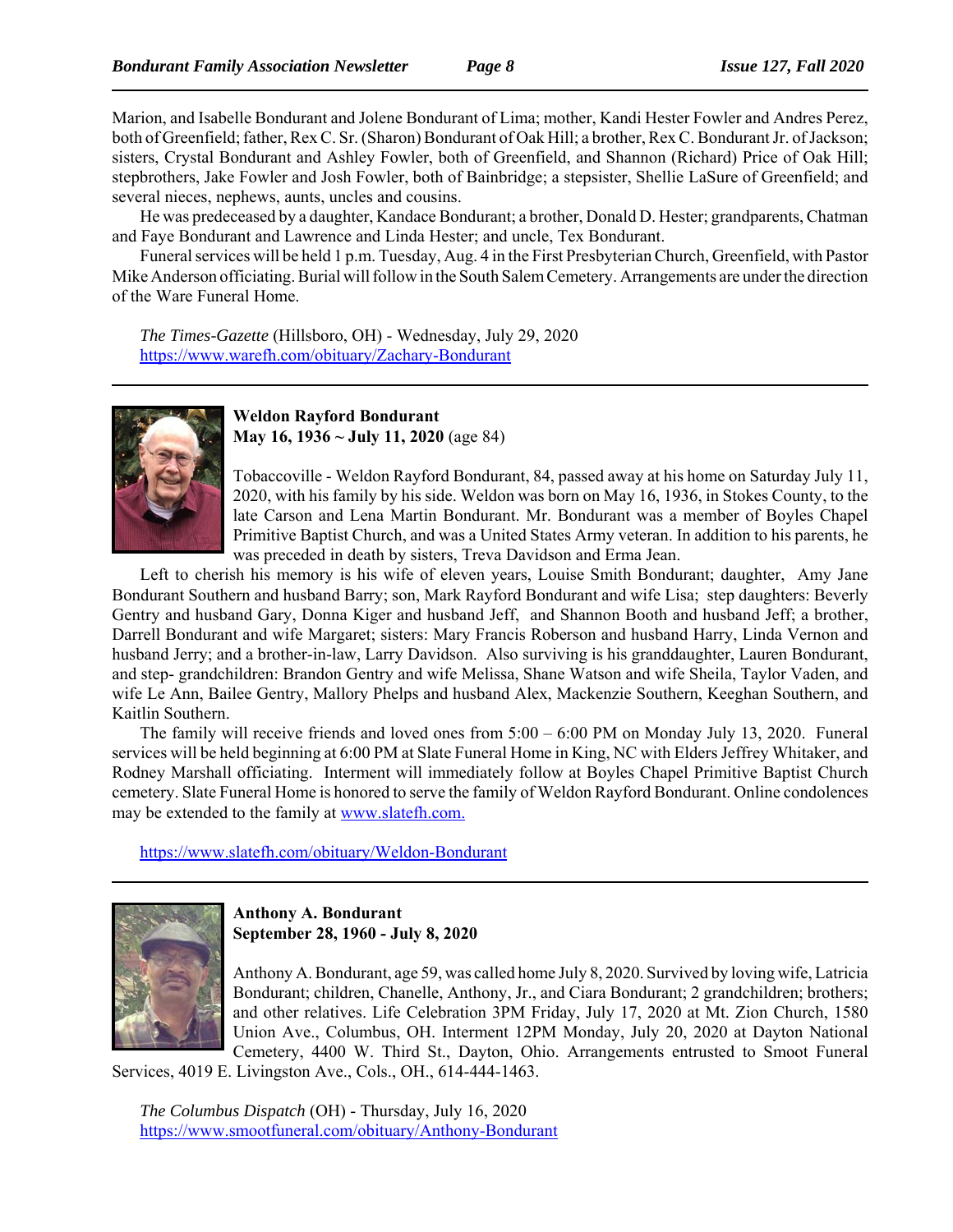Marion, and Isabelle Bondurant and Jolene Bondurant of Lima; mother, Kandi Hester Fowler and Andres Perez, both of Greenfield; father, Rex C. Sr. (Sharon) Bondurant of Oak Hill; a brother, Rex C. Bondurant Jr. of Jackson; sisters, Crystal Bondurant and Ashley Fowler, both of Greenfield, and Shannon (Richard) Price of Oak Hill; stepbrothers, Jake Fowler and Josh Fowler, both of Bainbridge; a stepsister, Shellie LaSure of Greenfield; and several nieces, nephews, aunts, uncles and cousins.

He was predeceased by a daughter, Kandace Bondurant; a brother, Donald D. Hester; grandparents, Chatman and Faye Bondurant and Lawrence and Linda Hester; and uncle, Tex Bondurant.

Funeral services will be held 1 p.m. Tuesday, Aug. 4 in the First Presbyterian Church, Greenfield, with Pastor Mike Anderson officiating. Burial will follow in the South Salem Cemetery. Arrangements are under the direction of the Ware Funeral Home.

*The Times-Gazette* (Hillsboro, OH) - Wednesday, July 29, 2020
https://www.warefh.com/obituary/Zachary-Bondurant

---

**Weldon Rayford Bondurant**
**May 16, 1936 ~ July 11, 2020** (age 84)

Tobaccoville - Weldon Rayford Bondurant, 84, passed away at his home on Saturday July 11, 2020, with his family by his side. Weldon was born on May 16, 1936, in Stokes County, to the late Carson and Lena Martin Bondurant. Mr. Bondurant was a member of Boyles Chapel Primitive Baptist Church, and was a United States Army veteran. In addition to his parents, he was preceded in death by sisters, Treva Davidson and Erma Jean.

Left to cherish his memory is his wife of eleven years, Louise Smith Bondurant; daughter, Amy Jane Bondurant Southern and husband Barry; son, Mark Rayford Bondurant and wife Lisa; step daughters: Beverly Gentry and husband Gary, Donna Kiger and husband Jeff, and Shannon Booth and husband Jeff; a brother, Darrell Bondurant and wife Margaret; sisters: Mary Francis Roberson and husband Harry, Linda Vernon and husband Jerry; and a brother-in-law, Larry Davidson. Also surviving is his granddaughter, Lauren Bondurant, and step- grandchildren: Brandon Gentry and wife Melissa, Shane Watson and wife Sheila, Taylor Vaden, and wife Le Ann, Bailee Gentry, Mallory Phelps and husband Alex, Mackenzie Southern, Keeghan Southern, and Kaitlin Southern.

The family will receive friends and loved ones from 5:00 – 6:00 PM on Monday July 13, 2020. Funeral services will be held beginning at 6:00 PM at Slate Funeral Home in King, NC with Elders Jeffrey Whitaker, and Rodney Marshall officiating. Interment will immediately follow at Boyles Chapel Primitive Baptist Church cemetery. Slate Funeral Home is honored to serve the family of Weldon Rayford Bondurant. Online condolences may be extended to the family at www.slatefh.com.

https://www.slatefh.com/obituary/Weldon-Bondurant

---

**Anthony A. Bondurant**
**September 28, 1960 - July 8, 2020**

Anthony A. Bondurant, age 59, was called home July 8, 2020. Survived by loving wife, Latricia Bondurant; children, Chanelle, Anthony, Jr., and Ciara Bondurant; 2 grandchildren; brothers; and other relatives. Life Celebration 3PM Friday, July 17, 2020 at Mt. Zion Church, 1580 Union Ave., Columbus, OH. Interment 12PM Monday, July 20, 2020 at Dayton National Cemetery, 4400 W. Third St., Dayton, Ohio. Arrangements entrusted to Smoot Funeral Services, 4019 E. Livingston Ave., Cols., OH., 614-444-1463.

*The Columbus Dispatch* (OH) - Thursday, July 16, 2020
https://www.smootfuneral.com/obituary/Anthony-Bondurant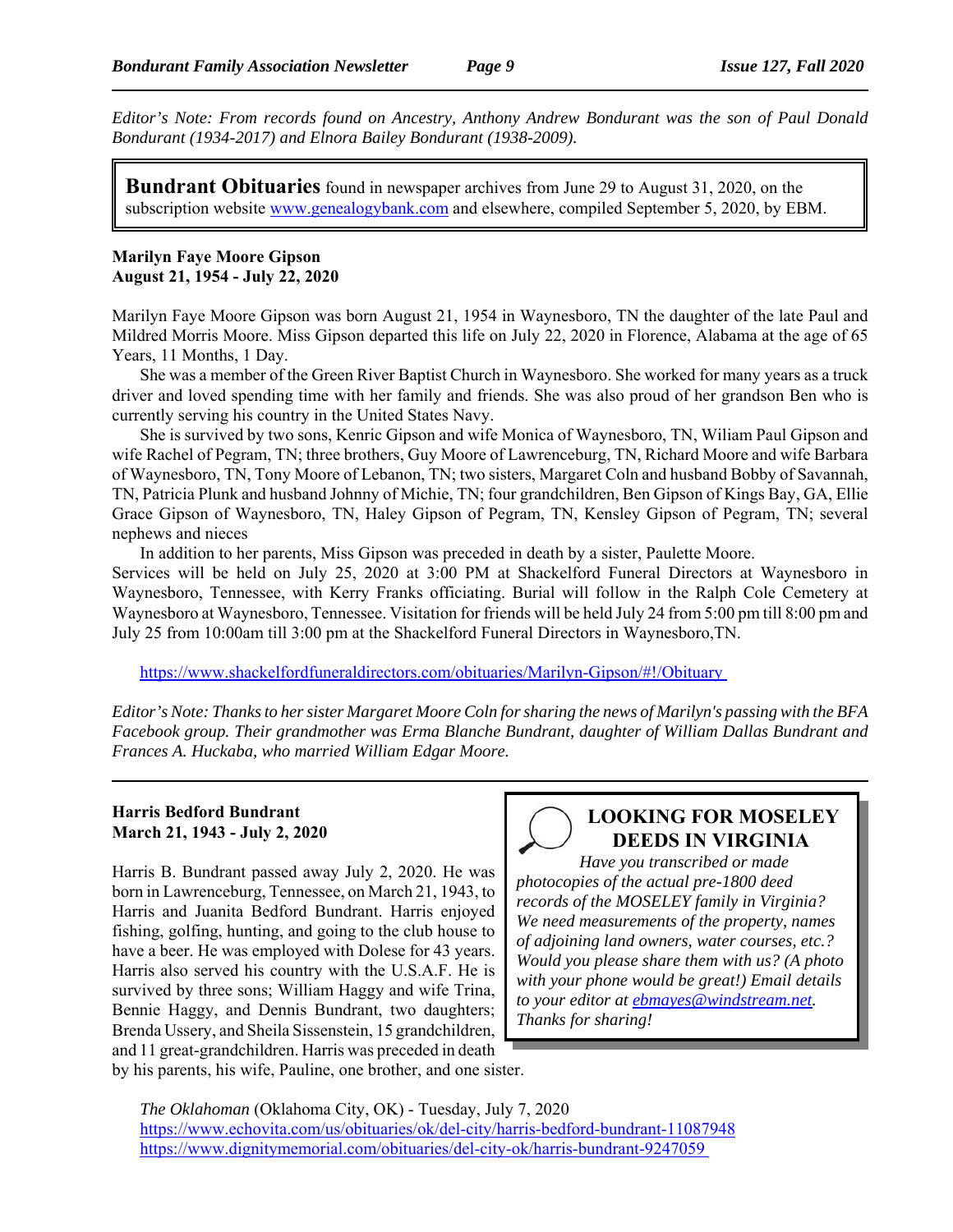*Editor's Note: From records found on Ancestry, Anthony Andrew Bondurant was the son of Paul Donald Bondurant (1934-2017) and Elnora Bailey Bondurant (1938-2009).*

**Bundrant Obituaries** found in newspaper archives from June 29 to August 31, 2020, on the subscription website www.genealogybank.com and elsewhere, compiled September 5, 2020, by EBM.

**Marilyn Faye Moore Gipson**
**August 21, 1954 - July 22, 2020**

Marilyn Faye Moore Gipson was born August 21, 1954 in Waynesboro, TN the daughter of the late Paul and Mildred Morris Moore. Miss Gipson departed this life on July 22, 2020 in Florence, Alabama at the age of 65 Years, 11 Months, 1 Day.

She was a member of the Green River Baptist Church in Waynesboro. She worked for many years as a truck driver and loved spending time with her family and friends. She was also proud of her grandson Ben who is currently serving his country in the United States Navy.

She is survived by two sons, Kenric Gipson and wife Monica of Waynesboro, TN, Wiliam Paul Gipson and wife Rachel of Pegram, TN; three brothers, Guy Moore of Lawrenceburg, TN, Richard Moore and wife Barbara of Waynesboro, TN, Tony Moore of Lebanon, TN; two sisters, Margaret Coln and husband Bobby of Savannah, TN, Patricia Plunk and husband Johnny of Michie, TN; four grandchildren, Ben Gipson of Kings Bay, GA, Ellie Grace Gipson of Waynesboro, TN, Haley Gipson of Pegram, TN, Kensley Gipson of Pegram, TN; several nephews and nieces

In addition to her parents, Miss Gipson was preceded in death by a sister, Paulette Moore.

Services will be held on July 25, 2020 at 3:00 PM at Shackelford Funeral Directors at Waynesboro in Waynesboro, Tennessee, with Kerry Franks officiating. Burial will follow in the Ralph Cole Cemetery at Waynesboro at Waynesboro, Tennessee. Visitation for friends will be held July 24 from 5:00 pm till 8:00 pm and July 25 from 10:00am till 3:00 pm at the Shackelford Funeral Directors in Waynesboro,TN.

https://www.shackelfordfuneraldirectors.com/obituaries/Marilyn-Gipson/#!/Obituary

*Editor's Note: Thanks to her sister Margaret Moore Coln for sharing the news of Marilyn's passing with the BFA Facebook group. Their grandmother was Erma Blanche Bundrant, daughter of William Dallas Bundrant and Frances A. Huckaba, who married William Edgar Moore.*

---

**Harris Bedford Bundrant**
**March 21, 1943 - July 2, 2020**

Harris B. Bundrant passed away July 2, 2020. He was born in Lawrenceburg, Tennessee, on March 21, 1943, to Harris and Juanita Bedford Bundrant. Harris enjoyed fishing, golfing, hunting, and going to the club house to have a beer. He was employed with Dolese for 43 years. Harris also served his country with the U.S.A.F. He is survived by three sons; William Haggy and wife Trina, Bennie Haggy, and Dennis Bundrant, two daughters; Brenda Ussery, and Sheila Sissenstein, 15 grandchildren, and 11 great-grandchildren. Harris was preceded in death by his parents, his wife, Pauline, one brother, and one sister.

*The Oklahoman* (Oklahoma City, OK) - Tuesday, July 7, 2020
https://www.echovita.com/us/obituaries/ok/del-city/harris-bedford-bundrant-11087948
https://www.dignitymemorial.com/obituaries/del-city-ok/harris-bundrant-9247059

**LOOKING FOR MOSELEY DEEDS IN VIRGINIA**

*Have you transcribed or made photocopies of the actual pre-1800 deed records of the MOSELEY family in Virginia? We need measurements of the property, names of adjoining land owners, water courses, etc.? Would you please share them with us? (A photo with your phone would be great!) Email details to your editor at ebmayes@windstream.net. Thanks for sharing!*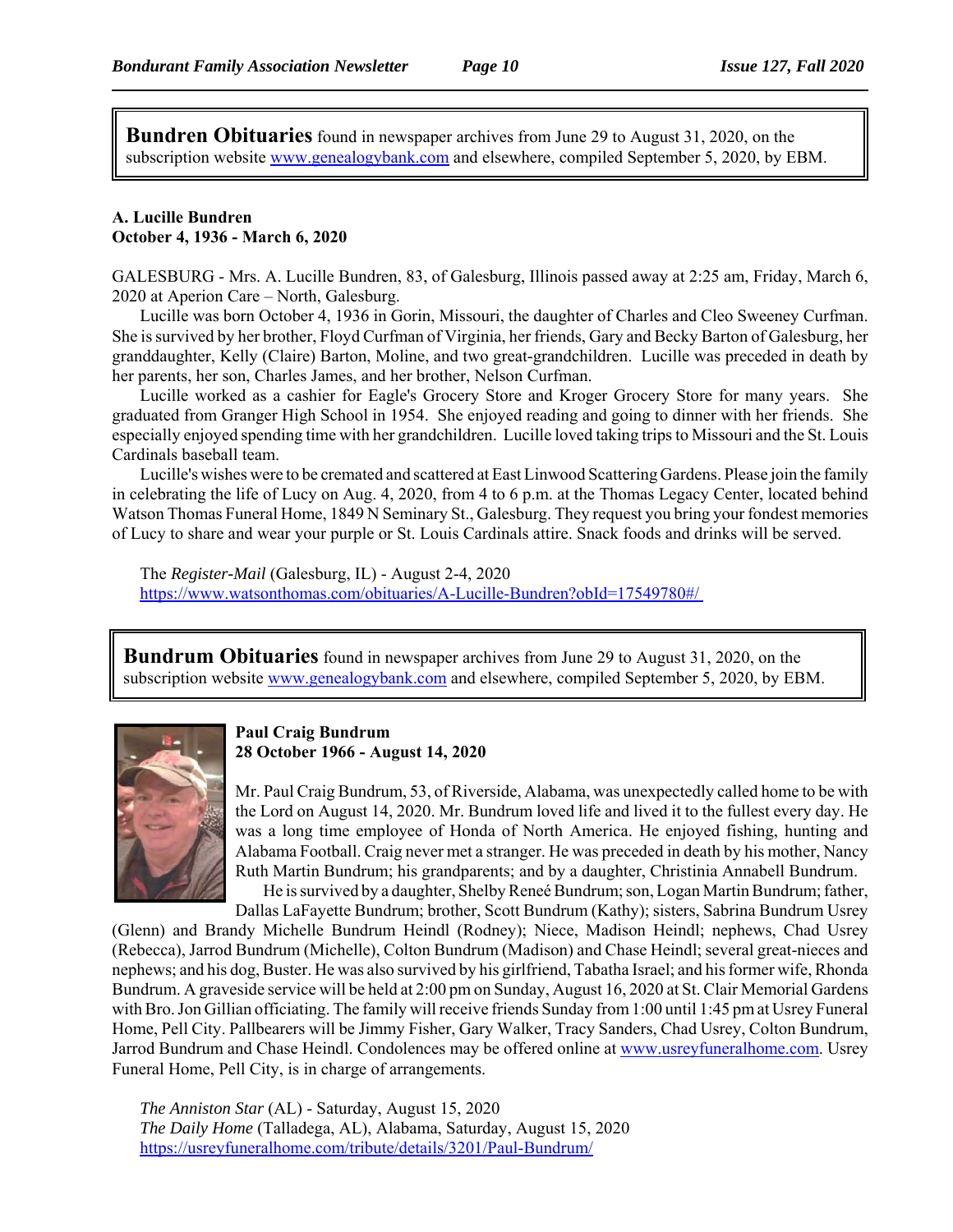**Bundren Obituaries** found in newspaper archives from June 29 to August 31, 2020, on the subscription website www.genealogybank.com and elsewhere, compiled September 5, 2020, by EBM.

**A. Lucille Bundren**
**October 4, 1936 - March 6, 2020**

GALESBURG - Mrs. A. Lucille Bundren, 83, of Galesburg, Illinois passed away at 2:25 am, Friday, March 6, 2020 at Aperion Care – North, Galesburg.

Lucille was born October 4, 1936 in Gorin, Missouri, the daughter of Charles and Cleo Sweeney Curfman. She is survived by her brother, Floyd Curfman of Virginia, her friends, Gary and Becky Barton of Galesburg, her granddaughter, Kelly (Claire) Barton, Moline, and two great-grandchildren. Lucille was preceded in death by her parents, her son, Charles James, and her brother, Nelson Curfman.

Lucille worked as a cashier for Eagle's Grocery Store and Kroger Grocery Store for many years. She graduated from Granger High School in 1954. She enjoyed reading and going to dinner with her friends. She especially enjoyed spending time with her grandchildren. Lucille loved taking trips to Missouri and the St. Louis Cardinals baseball team.

Lucille's wishes were to be cremated and scattered at East Linwood Scattering Gardens. Please join the family in celebrating the life of Lucy on Aug. 4, 2020, from 4 to 6 p.m. at the Thomas Legacy Center, located behind Watson Thomas Funeral Home, 1849 N Seminary St., Galesburg. They request you bring your fondest memories of Lucy to share and wear your purple or St. Louis Cardinals attire. Snack foods and drinks will be served.

The *Register-Mail* (Galesburg, IL) - August 2-4, 2020
https://www.watsonthomas.com/obituaries/A-Lucille-Bundren?obId=17549780#/

**Bundrum Obituaries** found in newspaper archives from June 29 to August 31, 2020, on the subscription website www.genealogybank.com and elsewhere, compiled September 5, 2020, by EBM.

**Paul Craig Bundrum**
**28 October 1966 - August 14, 2020**

Mr. Paul Craig Bundrum, 53, of Riverside, Alabama, was unexpectedly called home to be with the Lord on August 14, 2020. Mr. Bundrum loved life and lived it to the fullest every day. He was a long time employee of Honda of North America. He enjoyed fishing, hunting and Alabama Football. Craig never met a stranger. He was preceded in death by his mother, Nancy Ruth Martin Bundrum; his grandparents; and by a daughter, Christinia Annabell Bundrum.

He is survived by a daughter, Shelby Reneé Bundrum; son, Logan Martin Bundrum; father, Dallas LaFayette Bundrum; brother, Scott Bundrum (Kathy); sisters, Sabrina Bundrum Usrey (Glenn) and Brandy Michelle Bundrum Heindl (Rodney); Niece, Madison Heindl; nephews, Chad Usrey (Rebecca), Jarrod Bundrum (Michelle), Colton Bundrum (Madison) and Chase Heindl; several great-nieces and nephews; and his dog, Buster. He was also survived by his girlfriend, Tabatha Israel; and his former wife, Rhonda Bundrum. A graveside service will be held at 2:00 pm on Sunday, August 16, 2020 at St. Clair Memorial Gardens with Bro. Jon Gillian officiating. The family will receive friends Sunday from 1:00 until 1:45 pm at Usrey Funeral Home, Pell City. Pallbearers will be Jimmy Fisher, Gary Walker, Tracy Sanders, Chad Usrey, Colton Bundrum, Jarrod Bundrum and Chase Heindl. Condolences may be offered online at www.usreyfuneralhome.com. Usrey Funeral Home, Pell City, is in charge of arrangements.

*The Anniston Star* (AL) - Saturday, August 15, 2020
*The Daily Home* (Talladega, AL), Alabama, Saturday, August 15, 2020
https://usreyfuneralhome.com/tribute/details/3201/Paul-Bundrum/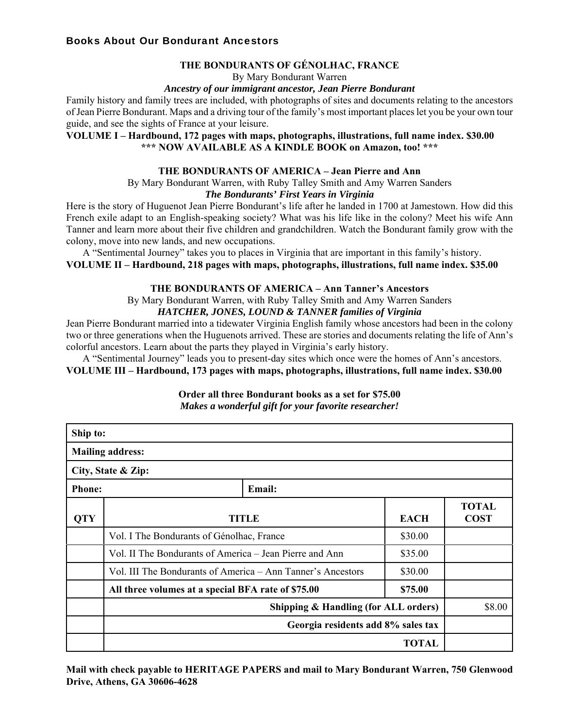## Books About Our Bondurant Ancestors

### THE BONDURANTS OF GÉNOLHAC, FRANCE

By Mary Bondurant Warren

***Ancestry of our immigrant ancestor, Jean Pierre Bondurant***

Family history and family trees are included, with photographs of sites and documents relating to the ancestors of Jean Pierre Bondurant. Maps and a driving tour of the family's most important places let you be your own tour guide, and see the sights of France at your leisure.

**VOLUME I – Hardbound, 172 pages with maps, photographs, illustrations, full name index. $30.00**

**\*\*\* NOW AVAILABLE AS A KINDLE BOOK on Amazon, too! \*\*\***

### THE BONDURANTS OF AMERICA – Jean Pierre and Ann

By Mary Bondurant Warren, with Ruby Talley Smith and Amy Warren Sanders

***The Bondurants' First Years in Virginia***

Here is the story of Huguenot Jean Pierre Bondurant's life after he landed in 1700 at Jamestown. How did this French exile adapt to an English-speaking society? What was his life like in the colony? Meet his wife Ann Tanner and learn more about their five children and grandchildren. Watch the Bondurant family grow with the colony, move into new lands, and new occupations.

A "Sentimental Journey" takes you to places in Virginia that are important in this family's history.

**VOLUME II – Hardbound, 218 pages with maps, photographs, illustrations, full name index. $35.00**

### THE BONDURANTS OF AMERICA – Ann Tanner's Ancestors

By Mary Bondurant Warren, with Ruby Talley Smith and Amy Warren Sanders

***HATCHER, JONES, LOUND & TANNER families of Virginia***

Jean Pierre Bondurant married into a tidewater Virginia English family whose ancestors had been in the colony two or three generations when the Huguenots arrived. These are stories and documents relating the life of Ann's colorful ancestors. Learn about the parts they played in Virginia's early history.

A "Sentimental Journey" leads you to present-day sites which once were the homes of Ann's ancestors.

**VOLUME III – Hardbound, 173 pages with maps, photographs, illustrations, full name index. $30.00**

**Order all three Bondurant books as a set for $75.00**

***Makes a wonderful gift for your favorite researcher!***

| | | | |
|---|---|---|---|
| **Ship to:** | | | |
| **Mailing address:** | | | |
| **City, State & Zip:** | | | |
| **Phone:** | **Email:** | | |
| **QTY** | **TITLE** | **EACH** | **TOTAL COST** |
| | Vol. I The Bondurants of Génolhac, France | $30.00 | |
| | Vol. II The Bondurants of America – Jean Pierre and Ann | $35.00 | |
| | Vol. III The Bondurants of America – Ann Tanner's Ancestors | $30.00 | |
| | **All three volumes at a special BFA rate of $75.00** | **$75.00** | |
| | **Shipping & Handling (for ALL orders)** | | $8.00 |
| | **Georgia residents add 8% sales tax** | | |
| | **TOTAL** | | |

**Mail with check payable to HERITAGE PAPERS and mail to Mary Bondurant Warren, 750 Glenwood Drive, Athens, GA 30606-4628**